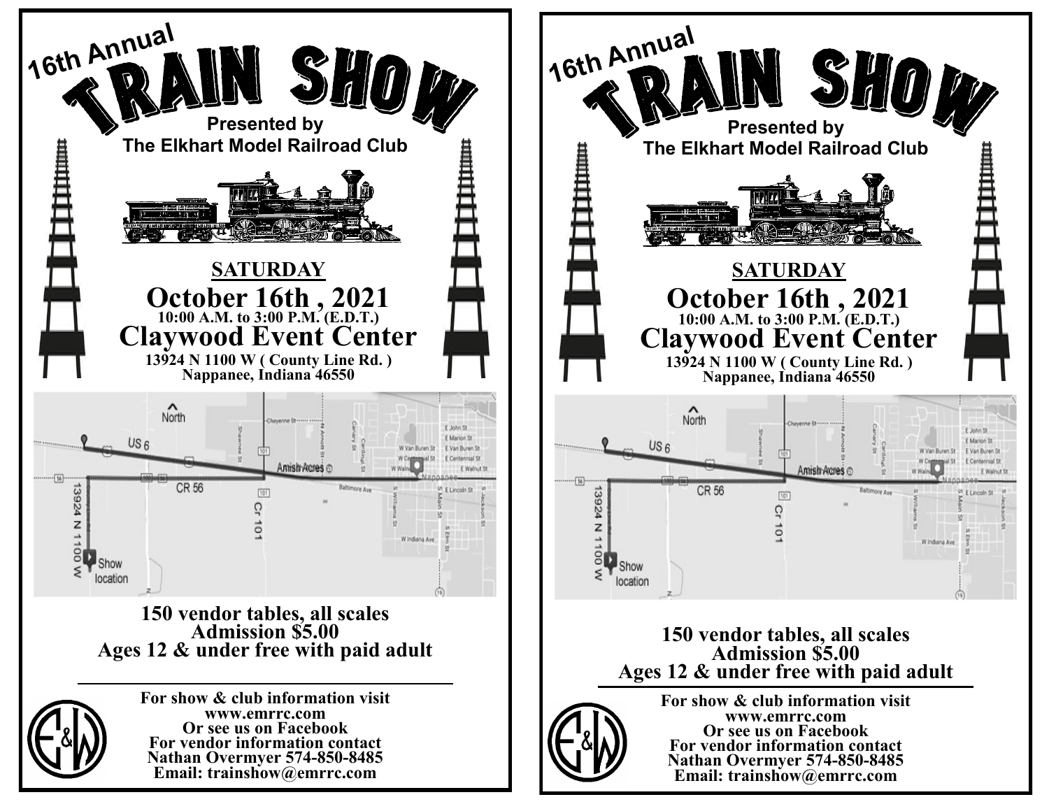16th Annual

# TRAIN SHOW

**Presented by**
**The Elkhart Model Railroad Club**

**SATURDAY**

## October 16th , 2021

**10:00 A.M. to 3:00 P.M. (E.D.T.)**

## Claywood Event Center

**13924 N 1100 W ( County Line Rd. )**
**Nappanee, Indiana 46550**

North

US 6

CR 56

Cr 101

Amish Acres

13924 N 1100 W

Show location

**150 vendor tables, all scales**
**Admission $5.00**
**Ages 12 & under free with paid adult**

---

**For show & club information visit**
**www.emrrc.com**
**Or see us on Facebook**
**For vendor information contact**
**Nathan Overmyer 574-850-8485**
**Email: trainshow@emrrc.com**

16th Annual

# TRAIN SHOW

**Presented by**
**The Elkhart Model Railroad Club**

**SATURDAY**

## October 16th , 2021

**10:00 A.M. to 3:00 P.M. (E.D.T.)**

## Claywood Event Center

**13924 N 1100 W ( County Line Rd. )**
**Nappanee, Indiana 46550**

North

US 6

CR 56

Cr 101

Amish Acres

13924 N 1100 W

Show location

**150 vendor tables, all scales**
**Admission $5.00**
**Ages 12 & under free with paid adult**

---

**For show & club information visit**
**www.emrrc.com**
**Or see us on Facebook**
**For vendor information contact**
**Nathan Overmyer 574-850-8485**
**Email: trainshow@emrrc.com**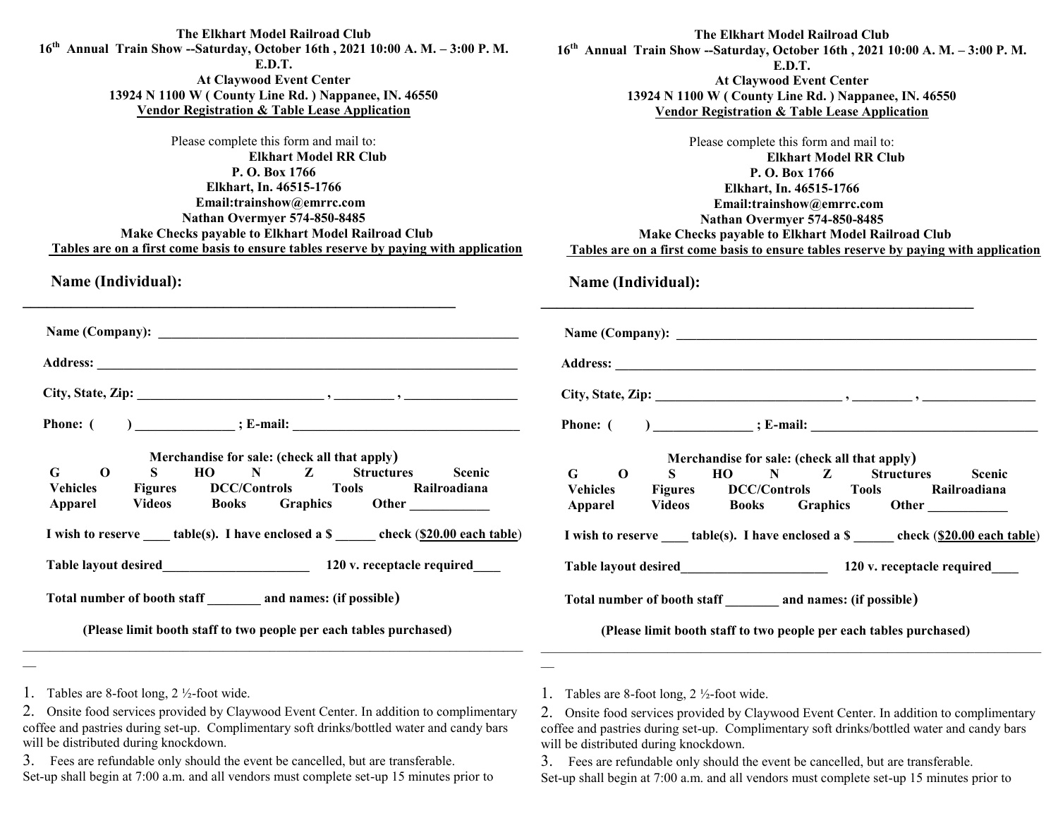**The Elkhart Model Railroad Club**
**16th Annual Train Show --Saturday, October 16th , 2021 10:00 A. M. – 3:00 P. M. E.D.T.**
**At Claywood Event Center**
**13924 N 1100 W ( County Line Rd. ) Nappanee, IN. 46550**
**Vendor Registration & Table Lease Application**

Please complete this form and mail to:
**Elkhart Model RR Club**
**P. O. Box 1766**
**Elkhart, In. 46515-1766**
**Email:trainshow@emrrc.com**
**Nathan Overmyer 574-850-8485**
**Make Checks payable to Elkhart Model Railroad Club**
**Tables are on a first come basis to ensure tables reserve by paying with application**

**Name (Individual):**
______________________________________________________________

**Name (Company):** ___________________________________________________________

**Address:** __________________________________________________________________

**City, State, Zip:** ______________________________ , _________ , _________________

**Phone: ( ) _______________ ; E-mail:** ___________________________________

**Merchandise for sale: (check all that apply)**
**G O S HO N Z Structures Scenic**
**Vehicles Figures DCC/Controls Tools Railroadiana**
**Apparel Videos Books Graphics Other ____________**

**I wish to reserve ____ table(s). I have enclosed a $ ______ check (\$20.00 each table)**

**Table layout desired______________________ 120 v. receptacle required____**

**Total number of booth staff ________ and names: (if possible)**

**(Please limit booth staff to two people per each tables purchased)**

________________________________________________________________________________

1. Tables are 8-foot long, 2 ½-foot wide.
2. Onsite food services provided by Claywood Event Center. In addition to complimentary coffee and pastries during set-up. Complimentary soft drinks/bottled water and candy bars will be distributed during knockdown.
3. Fees are refundable only should the event be cancelled, but are transferable.

Set-up shall begin at 7:00 a.m. and all vendors must complete set-up 15 minutes prior to

**The Elkhart Model Railroad Club**
**16th Annual Train Show --Saturday, October 16th , 2021 10:00 A. M. – 3:00 P. M. E.D.T.**
**At Claywood Event Center**
**13924 N 1100 W ( County Line Rd. ) Nappanee, IN. 46550**
**Vendor Registration & Table Lease Application**

Please complete this form and mail to:
**Elkhart Model RR Club**
**P. O. Box 1766**
**Elkhart, In. 46515-1766**
**Email:trainshow@emrrc.com**
**Nathan Overmyer 574-850-8485**
**Make Checks payable to Elkhart Model Railroad Club**
**Tables are on a first come basis to ensure tables reserve by paying with application**

**Name (Individual):**
______________________________________________________________

**Name (Company):** ___________________________________________________________

**Address:** __________________________________________________________________

**City, State, Zip:** ______________________________ , _________ , _________________

**Phone: ( ) _______________ ; E-mail:** ___________________________________

**Merchandise for sale: (check all that apply)**
**G O S HO N Z Structures Scenic**
**Vehicles Figures DCC/Controls Tools Railroadiana**
**Apparel Videos Books Graphics Other ____________**

**I wish to reserve ____ table(s). I have enclosed a $ ______ check (\$20.00 each table)**

**Table layout desired______________________ 120 v. receptacle required____**

**Total number of booth staff ________ and names: (if possible)**

**(Please limit booth staff to two people per each tables purchased)**

________________________________________________________________________________

1. Tables are 8-foot long, 2 ½-foot wide.
2. Onsite food services provided by Claywood Event Center. In addition to complimentary coffee and pastries during set-up. Complimentary soft drinks/bottled water and candy bars will be distributed during knockdown.
3. Fees are refundable only should the event be cancelled, but are transferable.

Set-up shall begin at 7:00 a.m. and all vendors must complete set-up 15 minutes prior to